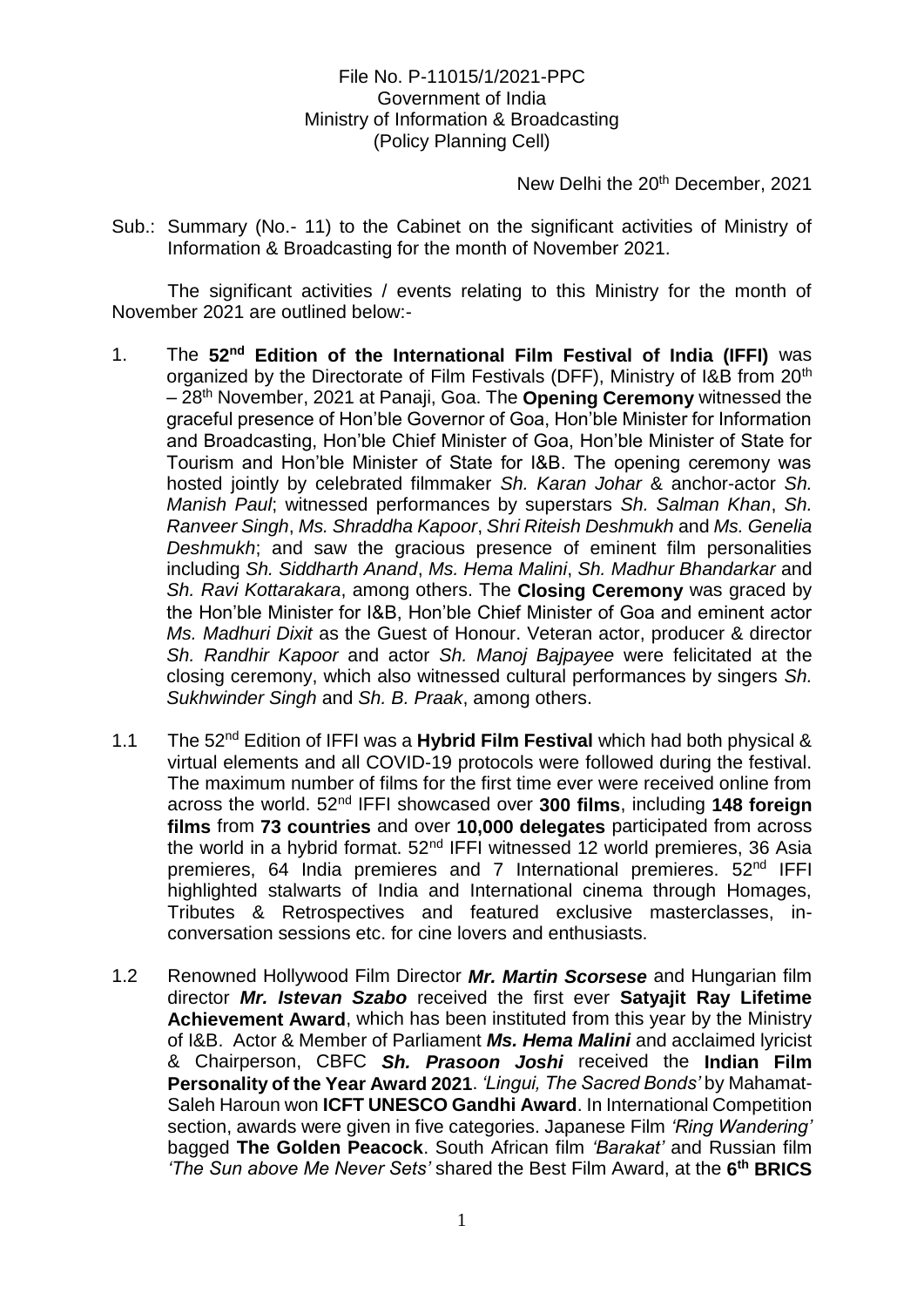File No. P-11015/1/2021-PPC
Government of India
Ministry of Information & Broadcasting
(Policy Planning Cell)

New Delhi the 20th December, 2021

Sub.: Summary (No.- 11) to the Cabinet on the significant activities of Ministry of Information & Broadcasting for the month of November 2021.

The significant activities / events relating to this Ministry for the month of November 2021 are outlined below:-

1. The **52nd Edition of the International Film Festival of India (IFFI)** was organized by the Directorate of Film Festivals (DFF), Ministry of I&B from 20th – 28th November, 2021 at Panaji, Goa. The **Opening Ceremony** witnessed the graceful presence of Hon'ble Governor of Goa, Hon'ble Minister for Information and Broadcasting, Hon'ble Chief Minister of Goa, Hon'ble Minister of State for Tourism and Hon'ble Minister of State for I&B. The opening ceremony was hosted jointly by celebrated filmmaker *Sh. Karan Johar* & anchor-actor *Sh. Manish Paul*; witnessed performances by superstars *Sh. Salman Khan*, *Sh. Ranveer Singh*, *Ms. Shraddha Kapoor*, *Shri Riteish Deshmukh* and *Ms. Genelia Deshmukh*; and saw the gracious presence of eminent film personalities including *Sh. Siddharth Anand*, *Ms. Hema Malini*, *Sh. Madhur Bhandarkar* and *Sh. Ravi Kottarakara*, among others. The **Closing Ceremony** was graced by the Hon'ble Minister for I&B, Hon'ble Chief Minister of Goa and eminent actor *Ms. Madhuri Dixit* as the Guest of Honour. Veteran actor, producer & director *Sh. Randhir Kapoor* and actor *Sh. Manoj Bajpayee* were felicitated at the closing ceremony, which also witnessed cultural performances by singers *Sh. Sukhwinder Singh* and *Sh. B. Praak*, among others.

1.1 The 52nd Edition of IFFI was a **Hybrid Film Festival** which had both physical & virtual elements and all COVID-19 protocols were followed during the festival. The maximum number of films for the first time ever were received online from across the world. 52nd IFFI showcased over **300 films**, including **148 foreign films** from **73 countries** and over **10,000 delegates** participated from across the world in a hybrid format. 52nd IFFI witnessed 12 world premieres, 36 Asia premieres, 64 India premieres and 7 International premieres. 52nd IFFI highlighted stalwarts of India and International cinema through Homages, Tributes & Retrospectives and featured exclusive masterclasses, in-conversation sessions etc. for cine lovers and enthusiasts.

1.2 Renowned Hollywood Film Director ***Mr. Martin Scorsese*** and Hungarian film director ***Mr. Istevan Szabo*** received the first ever **Satyajit Ray Lifetime Achievement Award**, which has been instituted from this year by the Ministry of I&B. Actor & Member of Parliament ***Ms. Hema Malini*** and acclaimed lyricist & Chairperson, CBFC ***Sh. Prasoon Joshi*** received the **Indian Film Personality of the Year Award 2021**. *'Lingui, The Sacred Bonds'* by Mahamat-Saleh Haroun won **ICFT UNESCO Gandhi Award**. In International Competition section, awards were given in five categories. Japanese Film *'Ring Wandering'* bagged **The Golden Peacock**. South African film *'Barakat'* and Russian film *'The Sun above Me Never Sets'* shared the Best Film Award, at the **6th BRICS**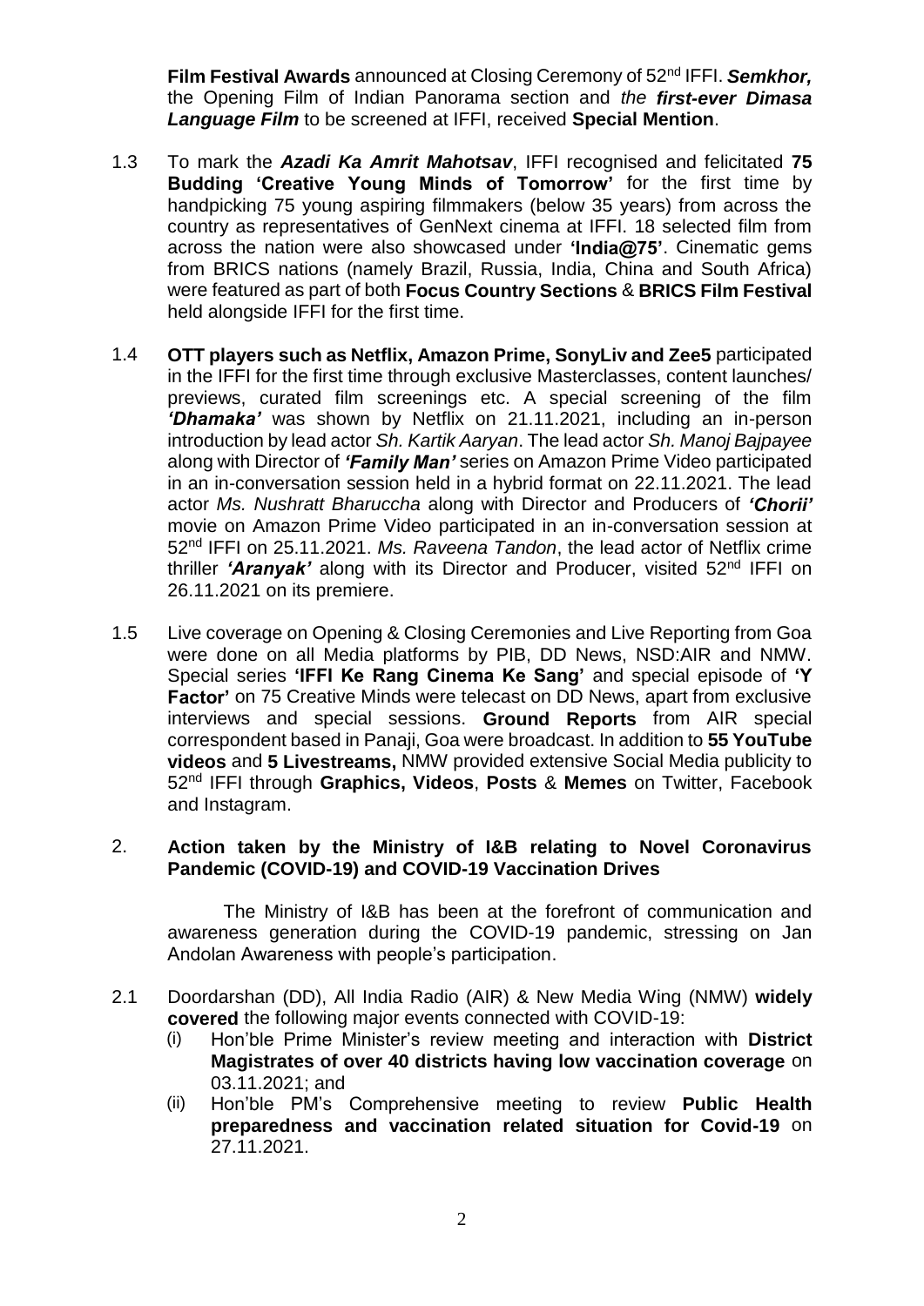**Film Festival Awards** announced at Closing Ceremony of 52nd IFFI. ***Semkhor,*** the Opening Film of Indian Panorama section and *the* ***first-ever Dimasa Language Film*** to be screened at IFFI, received **Special Mention**.

1.3 To mark the ***Azadi Ka Amrit Mahotsav***, IFFI recognised and felicitated **75 Budding 'Creative Young Minds of Tomorrow'** for the first time by handpicking 75 young aspiring filmmakers (below 35 years) from across the country as representatives of GenNext cinema at IFFI. 18 selected film from across the nation were also showcased under **'India@75'**. Cinematic gems from BRICS nations (namely Brazil, Russia, India, China and South Africa) were featured as part of both **Focus Country Sections** & **BRICS Film Festival** held alongside IFFI for the first time.

1.4 **OTT players such as Netflix, Amazon Prime, SonyLiv and Zee5** participated in the IFFI for the first time through exclusive Masterclasses, content launches/ previews, curated film screenings etc. A special screening of the film ***'Dhamaka'*** was shown by Netflix on 21.11.2021, including an in-person introduction by lead actor *Sh. Kartik Aaryan*. The lead actor *Sh. Manoj Bajpayee* along with Director of ***'Family Man'*** series on Amazon Prime Video participated in an in-conversation session held in a hybrid format on 22.11.2021. The lead actor *Ms. Nushratt Bharuccha* along with Director and Producers of ***'Chorii'*** movie on Amazon Prime Video participated in an in-conversation session at 52nd IFFI on 25.11.2021. *Ms. Raveena Tandon*, the lead actor of Netflix crime thriller ***'Aranyak'*** along with its Director and Producer, visited 52nd IFFI on 26.11.2021 on its premiere.

1.5 Live coverage on Opening & Closing Ceremonies and Live Reporting from Goa were done on all Media platforms by PIB, DD News, NSD:AIR and NMW. Special series **'IFFI Ke Rang Cinema Ke Sang'** and special episode of **'Y Factor'** on 75 Creative Minds were telecast on DD News, apart from exclusive interviews and special sessions. **Ground Reports** from AIR special correspondent based in Panaji, Goa were broadcast. In addition to **55 YouTube videos** and **5 Livestreams,** NMW provided extensive Social Media publicity to 52nd IFFI through **Graphics, Videos**, **Posts** & **Memes** on Twitter, Facebook and Instagram.

## 2. Action taken by the Ministry of I&B relating to Novel Coronavirus Pandemic (COVID-19) and COVID-19 Vaccination Drives

The Ministry of I&B has been at the forefront of communication and awareness generation during the COVID-19 pandemic, stressing on Jan Andolan Awareness with people's participation.

2.1 Doordarshan (DD), All India Radio (AIR) & New Media Wing (NMW) **widely covered** the following major events connected with COVID-19:

(i) Hon'ble Prime Minister's review meeting and interaction with **District Magistrates of over 40 districts having low vaccination coverage** on 03.11.2021; and

(ii) Hon'ble PM's Comprehensive meeting to review **Public Health preparedness and vaccination related situation for Covid-19** on 27.11.2021.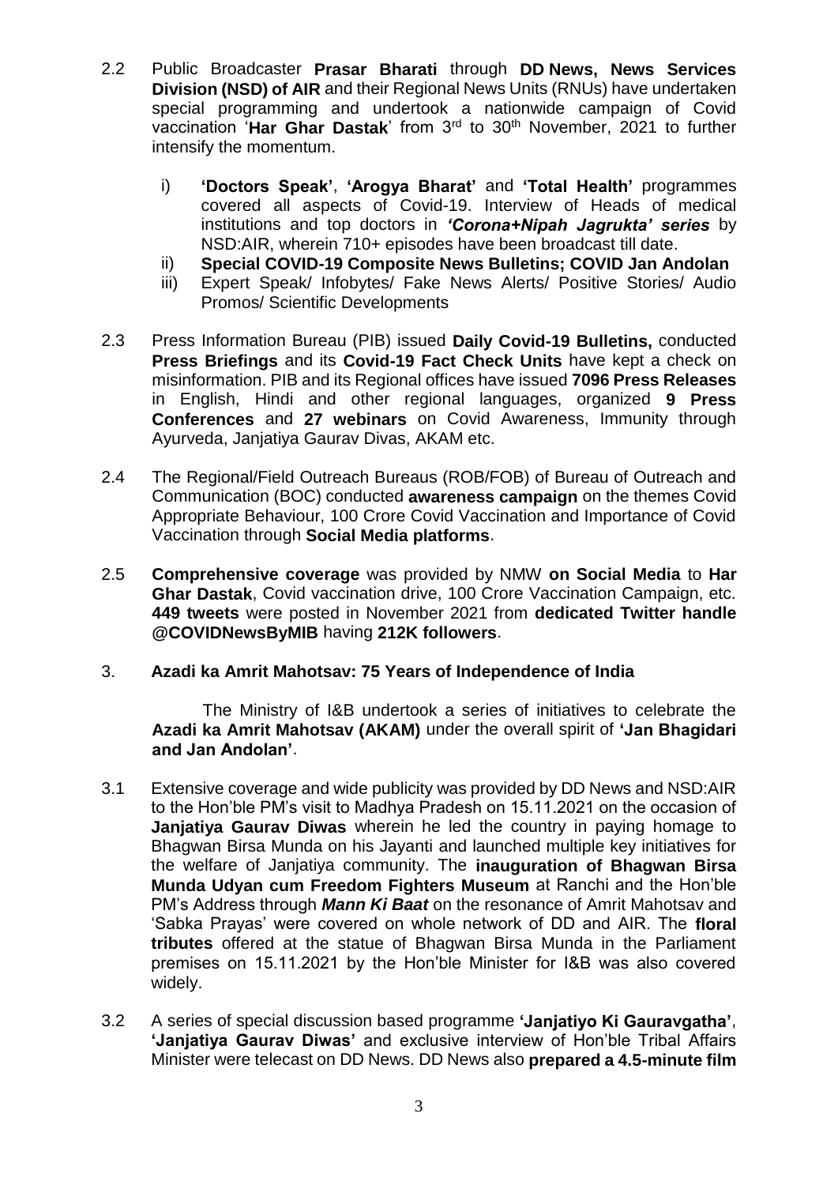2.2 Public Broadcaster **Prasar Bharati** through **DD News, News Services Division (NSD) of AIR** and their Regional News Units (RNUs) have undertaken special programming and undertook a nationwide campaign of Covid vaccination '**Har Ghar Dastak**' from 3rd to 30th November, 2021 to further intensify the momentum.

i) **'Doctors Speak'**, **'Arogya Bharat'** and **'Total Health'** programmes covered all aspects of Covid-19. Interview of Heads of medical institutions and top doctors in ***'Corona+Nipah Jagrukta' series*** by NSD:AIR, wherein 710+ episodes have been broadcast till date.

ii) **Special COVID-19 Composite News Bulletins; COVID Jan Andolan**

iii) Expert Speak/ Infobytes/ Fake News Alerts/ Positive Stories/ Audio Promos/ Scientific Developments

2.3 Press Information Bureau (PIB) issued **Daily Covid-19 Bulletins,** conducted **Press Briefings** and its **Covid-19 Fact Check Units** have kept a check on misinformation. PIB and its Regional offices have issued **7096 Press Releases** in English, Hindi and other regional languages, organized **9 Press Conferences** and **27 webinars** on Covid Awareness, Immunity through Ayurveda, Janjatiya Gaurav Divas, AKAM etc.

2.4 The Regional/Field Outreach Bureaus (ROB/FOB) of Bureau of Outreach and Communication (BOC) conducted **awareness campaign** on the themes Covid Appropriate Behaviour, 100 Crore Covid Vaccination and Importance of Covid Vaccination through **Social Media platforms**.

2.5 **Comprehensive coverage** was provided by NMW **on Social Media** to **Har Ghar Dastak**, Covid vaccination drive, 100 Crore Vaccination Campaign, etc. **449 tweets** were posted in November 2021 from **dedicated Twitter handle @COVIDNewsByMIB** having **212K followers**.

## 3. Azadi ka Amrit Mahotsav: 75 Years of Independence of India

The Ministry of I&B undertook a series of initiatives to celebrate the **Azadi ka Amrit Mahotsav (AKAM)** under the overall spirit of **'Jan Bhagidari and Jan Andolan'**.

3.1 Extensive coverage and wide publicity was provided by DD News and NSD:AIR to the Hon'ble PM's visit to Madhya Pradesh on 15.11.2021 on the occasion of **Janjatiya Gaurav Diwas** wherein he led the country in paying homage to Bhagwan Birsa Munda on his Jayanti and launched multiple key initiatives for the welfare of Janjatiya community. The **inauguration of Bhagwan Birsa Munda Udyan cum Freedom Fighters Museum** at Ranchi and the Hon'ble PM's Address through ***Mann Ki Baat*** on the resonance of Amrit Mahotsav and 'Sabka Prayas' were covered on whole network of DD and AIR. The **floral tributes** offered at the statue of Bhagwan Birsa Munda in the Parliament premises on 15.11.2021 by the Hon'ble Minister for I&B was also covered widely.

3.2 A series of special discussion based programme **'Janjatiyo Ki Gauravgatha'**, **'Janjatiya Gaurav Diwas'** and exclusive interview of Hon'ble Tribal Affairs Minister were telecast on DD News. DD News also **prepared a 4.5-minute film**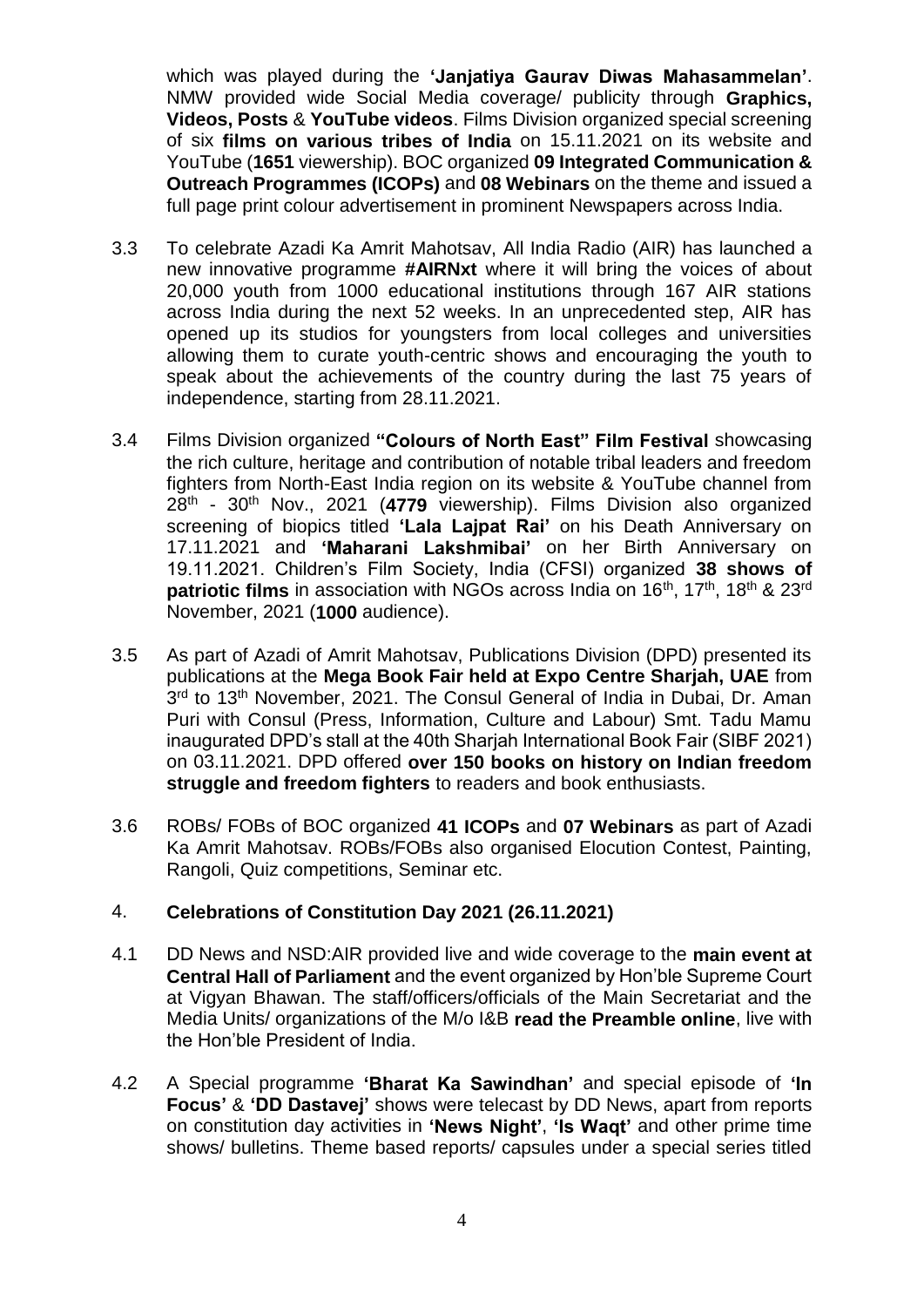which was played during the **'Janjatiya Gaurav Diwas Mahasammelan'**. NMW provided wide Social Media coverage/ publicity through **Graphics, Videos, Posts** & **YouTube videos**. Films Division organized special screening of six **films on various tribes of India** on 15.11.2021 on its website and YouTube (**1651** viewership). BOC organized **09 Integrated Communication & Outreach Programmes (ICOPs)** and **08 Webinars** on the theme and issued a full page print colour advertisement in prominent Newspapers across India.

3.3 To celebrate Azadi Ka Amrit Mahotsav, All India Radio (AIR) has launched a new innovative programme **#AIRNxt** where it will bring the voices of about 20,000 youth from 1000 educational institutions through 167 AIR stations across India during the next 52 weeks. In an unprecedented step, AIR has opened up its studios for youngsters from local colleges and universities allowing them to curate youth-centric shows and encouraging the youth to speak about the achievements of the country during the last 75 years of independence, starting from 28.11.2021.

3.4 Films Division organized **"Colours of North East" Film Festival** showcasing the rich culture, heritage and contribution of notable tribal leaders and freedom fighters from North-East India region on its website & YouTube channel from 28th - 30th Nov., 2021 (**4779** viewership). Films Division also organized screening of biopics titled **'Lala Lajpat Rai'** on his Death Anniversary on 17.11.2021 and **'Maharani Lakshmibai'** on her Birth Anniversary on 19.11.2021. Children's Film Society, India (CFSI) organized **38 shows of patriotic films** in association with NGOs across India on 16th, 17th, 18th & 23rd November, 2021 (**1000** audience).

3.5 As part of Azadi of Amrit Mahotsav, Publications Division (DPD) presented its publications at the **Mega Book Fair held at Expo Centre Sharjah, UAE** from 3rd to 13th November, 2021. The Consul General of India in Dubai, Dr. Aman Puri with Consul (Press, Information, Culture and Labour) Smt. Tadu Mamu inaugurated DPD's stall at the 40th Sharjah International Book Fair (SIBF 2021) on 03.11.2021. DPD offered **over 150 books on history on Indian freedom struggle and freedom fighters** to readers and book enthusiasts.

3.6 ROBs/ FOBs of BOC organized **41 ICOPs** and **07 Webinars** as part of Azadi Ka Amrit Mahotsav. ROBs/FOBs also organised Elocution Contest, Painting, Rangoli, Quiz competitions, Seminar etc.

## 4. Celebrations of Constitution Day 2021 (26.11.2021)

4.1 DD News and NSD:AIR provided live and wide coverage to the **main event at Central Hall of Parliament** and the event organized by Hon'ble Supreme Court at Vigyan Bhawan. The staff/officers/officials of the Main Secretariat and the Media Units/ organizations of the M/o I&B **read the Preamble online**, live with the Hon'ble President of India.

4.2 A Special programme **'Bharat Ka Sawindhan'** and special episode of **'In Focus'** & **'DD Dastavej'** shows were telecast by DD News, apart from reports on constitution day activities in **'News Night'**, **'Is Waqt'** and other prime time shows/ bulletins. Theme based reports/ capsules under a special series titled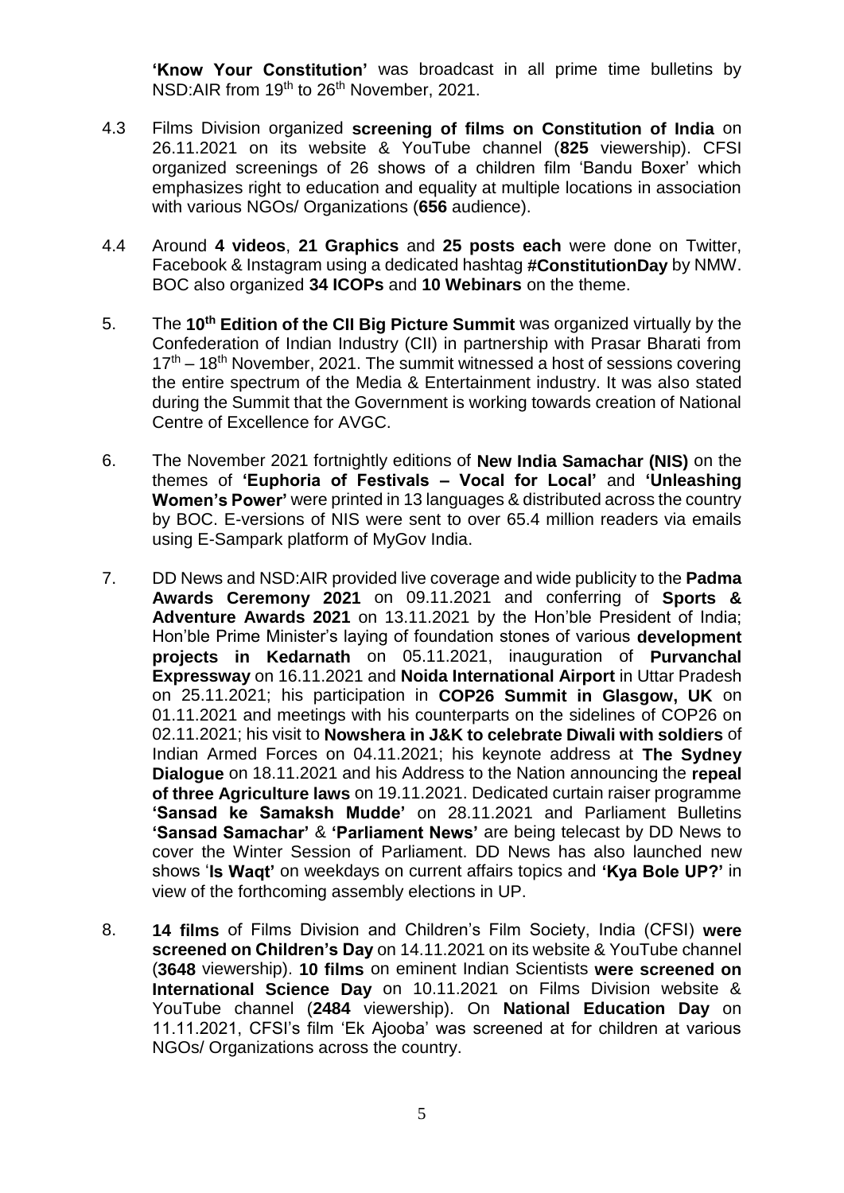**'Know Your Constitution'** was broadcast in all prime time bulletins by NSD:AIR from 19th to 26th November, 2021.

4.3 Films Division organized **screening of films on Constitution of India** on 26.11.2021 on its website & YouTube channel (**825** viewership). CFSI organized screenings of 26 shows of a children film 'Bandu Boxer' which emphasizes right to education and equality at multiple locations in association with various NGOs/ Organizations (**656** audience).

4.4 Around **4 videos**, **21 Graphics** and **25 posts each** were done on Twitter, Facebook & Instagram using a dedicated hashtag **#ConstitutionDay** by NMW. BOC also organized **34 ICOPs** and **10 Webinars** on the theme.

5. The **10th Edition of the CII Big Picture Summit** was organized virtually by the Confederation of Indian Industry (CII) in partnership with Prasar Bharati from 17th – 18th November, 2021. The summit witnessed a host of sessions covering the entire spectrum of the Media & Entertainment industry. It was also stated during the Summit that the Government is working towards creation of National Centre of Excellence for AVGC.

6. The November 2021 fortnightly editions of **New India Samachar (NIS)** on the themes of **'Euphoria of Festivals – Vocal for Local'** and **'Unleashing Women's Power'** were printed in 13 languages & distributed across the country by BOC. E-versions of NIS were sent to over 65.4 million readers via emails using E-Sampark platform of MyGov India.

7. DD News and NSD:AIR provided live coverage and wide publicity to the **Padma Awards Ceremony 2021** on 09.11.2021 and conferring of **Sports & Adventure Awards 2021** on 13.11.2021 by the Hon'ble President of India; Hon'ble Prime Minister's laying of foundation stones of various **development projects in Kedarnath** on 05.11.2021, inauguration of **Purvanchal Expressway** on 16.11.2021 and **Noida International Airport** in Uttar Pradesh on 25.11.2021; his participation in **COP26 Summit in Glasgow, UK** on 01.11.2021 and meetings with his counterparts on the sidelines of COP26 on 02.11.2021; his visit to **Nowshera in J&K to celebrate Diwali with soldiers** of Indian Armed Forces on 04.11.2021; his keynote address at **The Sydney Dialogue** on 18.11.2021 and his Address to the Nation announcing the **repeal of three Agriculture laws** on 19.11.2021. Dedicated curtain raiser programme **'Sansad ke Samaksh Mudde'** on 28.11.2021 and Parliament Bulletins **'Sansad Samachar'** & **'Parliament News'** are being telecast by DD News to cover the Winter Session of Parliament. DD News has also launched new shows '**Is Waqt'** on weekdays on current affairs topics and **'Kya Bole UP?'** in view of the forthcoming assembly elections in UP.

8. **14 films** of Films Division and Children's Film Society, India (CFSI) **were screened on Children's Day** on 14.11.2021 on its website & YouTube channel (**3648** viewership). **10 films** on eminent Indian Scientists **were screened on International Science Day** on 10.11.2021 on Films Division website & YouTube channel (**2484** viewership). On **National Education Day** on 11.11.2021, CFSI's film 'Ek Ajooba' was screened at for children at various NGOs/ Organizations across the country.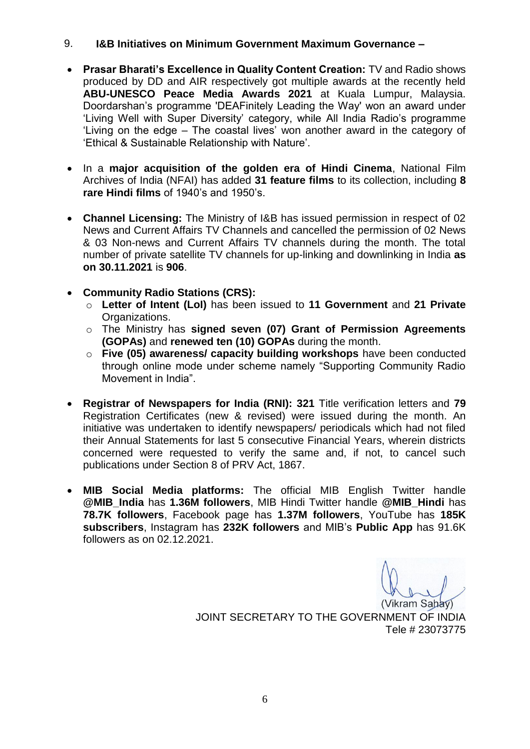9. **I&B Initiatives on Minimum Government Maximum Governance –**

- **Prasar Bharati's Excellence in Quality Content Creation:** TV and Radio shows produced by DD and AIR respectively got multiple awards at the recently held **ABU-UNESCO Peace Media Awards 2021** at Kuala Lumpur, Malaysia. Doordarshan's programme 'DEAFinitely Leading the Way' won an award under 'Living Well with Super Diversity' category, while All India Radio's programme 'Living on the edge – The coastal lives' won another award in the category of 'Ethical & Sustainable Relationship with Nature'.

- In a **major acquisition of the golden era of Hindi Cinema**, National Film Archives of India (NFAI) has added **31 feature films** to its collection, including **8 rare Hindi films** of 1940's and 1950's.

- **Channel Licensing:** The Ministry of I&B has issued permission in respect of 02 News and Current Affairs TV Channels and cancelled the permission of 02 News & 03 Non-news and Current Affairs TV channels during the month. The total number of private satellite TV channels for up-linking and downlinking in India **as on 30.11.2021** is **906**.

- **Community Radio Stations (CRS):**
  - **Letter of Intent (LoI)** has been issued to **11 Government** and **21 Private** Organizations.
  - The Ministry has **signed seven (07) Grant of Permission Agreements (GOPAs)** and **renewed ten (10) GOPAs** during the month.
  - **Five (05) awareness/ capacity building workshops** have been conducted through online mode under scheme namely "Supporting Community Radio Movement in India".

- **Registrar of Newspapers for India (RNI): 321** Title verification letters and **79** Registration Certificates (new & revised) were issued during the month. An initiative was undertaken to identify newspapers/ periodicals which had not filed their Annual Statements for last 5 consecutive Financial Years, wherein districts concerned were requested to verify the same and, if not, to cancel such publications under Section 8 of PRV Act, 1867.

- **MIB Social Media platforms:** The official MIB English Twitter handle **@MIB_India** has **1.36M followers**, MIB Hindi Twitter handle **@MIB_Hindi** has **78.7K followers**, Facebook page has **1.37M followers**, YouTube has **185K subscribers**, Instagram has **232K followers** and MIB's **Public App** has 91.6K followers as on 02.12.2021.

(Vikram Sahay)
JOINT SECRETARY TO THE GOVERNMENT OF INDIA
Tele # 23073775